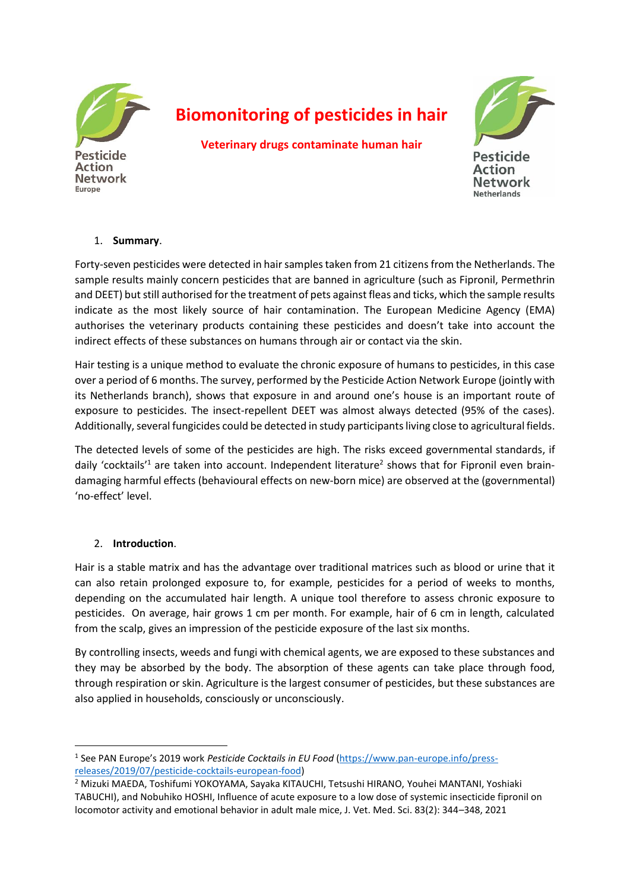Pesticide Action Network Europe

# Biomonitoring of pesticides in hair

**Veterinary drugs contaminate human hair**

Pesticide Action Network Netherlands

## 1. Summary.

Forty-seven pesticides were detected in hair samples taken from 21 citizens from the Netherlands. The sample results mainly concern pesticides that are banned in agriculture (such as Fipronil, Permethrin and DEET) but still authorised for the treatment of pets against fleas and ticks, which the sample results indicate as the most likely source of hair contamination. The European Medicine Agency (EMA) authorises the veterinary products containing these pesticides and doesn't take into account the indirect effects of these substances on humans through air or contact via the skin.

Hair testing is a unique method to evaluate the chronic exposure of humans to pesticides, in this case over a period of 6 months. The survey, performed by the Pesticide Action Network Europe (jointly with its Netherlands branch), shows that exposure in and around one's house is an important route of exposure to pesticides. The insect-repellent DEET was almost always detected (95% of the cases). Additionally, several fungicides could be detected in study participants living close to agricultural fields.

The detected levels of some of the pesticides are high. The risks exceed governmental standards, if daily 'cocktails'[1] are taken into account. Independent literature[2] shows that for Fipronil even brain-damaging harmful effects (behavioural effects on new-born mice) are observed at the (governmental) 'no-effect' level.

## 2. Introduction.

Hair is a stable matrix and has the advantage over traditional matrices such as blood or urine that it can also retain prolonged exposure to, for example, pesticides for a period of weeks to months, depending on the accumulated hair length. A unique tool therefore to assess chronic exposure to pesticides. On average, hair grows 1 cm per month. For example, hair of 6 cm in length, calculated from the scalp, gives an impression of the pesticide exposure of the last six months.

By controlling insects, weeds and fungi with chemical agents, we are exposed to these substances and they may be absorbed by the body. The absorption of these agents can take place through food, through respiration or skin. Agriculture is the largest consumer of pesticides, but these substances are also applied in households, consciously or unconsciously.

---

[1] See PAN Europe's 2019 work *Pesticide Cocktails in EU Food* (https://www.pan-europe.info/press-releases/2019/07/pesticide-cocktails-european-food)

[2] Mizuki MAEDA, Toshifumi YOKOYAMA, Sayaka KITAUCHI, Tetsushi HIRANO, Youhei MANTANI, Yoshiaki TABUCHI), and Nobuhiko HOSHI, Influence of acute exposure to a low dose of systemic insecticide fipronil on locomotor activity and emotional behavior in adult male mice, J. Vet. Med. Sci. 83(2): 344–348, 2021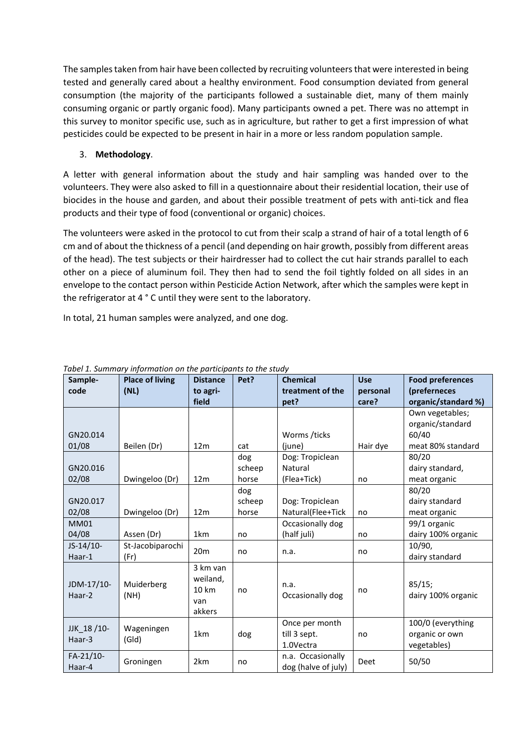The samples taken from hair have been collected by recruiting volunteers that were interested in being tested and generally cared about a healthy environment. Food consumption deviated from general consumption (the majority of the participants followed a sustainable diet, many of them mainly consuming organic or partly organic food). Many participants owned a pet. There was no attempt in this survey to monitor specific use, such as in agriculture, but rather to get a first impression of what pesticides could be expected to be present in hair in a more or less random population sample.

## 3. **Methodology**.

A letter with general information about the study and hair sampling was handed over to the volunteers. They were also asked to fill in a questionnaire about their residential location, their use of biocides in the house and garden, and about their possible treatment of pets with anti-tick and flea products and their type of food (conventional or organic) choices.

The volunteers were asked in the protocol to cut from their scalp a strand of hair of a total length of 6 cm and of about the thickness of a pencil (and depending on hair growth, possibly from different areas of the head). The test subjects or their hairdresser had to collect the cut hair strands parallel to each other on a piece of aluminum foil. They then had to send the foil tightly folded on all sides in an envelope to the contact person within Pesticide Action Network, after which the samples were kept in the refrigerator at 4 ° C until they were sent to the laboratory.

In total, 21 human samples were analyzed, and one dog.

*Tabel 1. Summary information on the participants to the study*

| Sample-code | Place of living (NL) | Distance to agri-field | Pet? | Chemical treatment of the pet? | Use personal care? | Food preferences (preferneces organic/standard %) |
|---|---|---|---|---|---|---|
| GN20.014 01/08 | Beilen (Dr) | 12m | cat | Worms /ticks (june) | Hair dye | Own vegetables; organic/standard 60/40 meat 80% standard |
| GN20.016 02/08 | Dwingeloo (Dr) | 12m | dog scheep horse | Dog: Tropiclean Natural (Flea+Tick) | no | 80/20 dairy standard, meat organic |
| GN20.017 02/08 | Dwingeloo (Dr) | 12m | dog scheep horse | Dog: Tropiclean Natural(Flee+Tick | no | 80/20 dairy standard meat organic |
| MM01 04/08 | Assen (Dr) | 1km | no | Occasionally dog (half juli) | no | 99/1 organic dairy 100% organic |
| JS-14/10-Haar-1 | St-Jacobiparochi (Fr) | 20m | no | n.a. | no | 10/90, dairy standard |
| JDM-17/10-Haar-2 | Muiderberg (NH) | 3 km van weiland, 10 km van akkers | no | n.a. Occasionally dog | no | 85/15; dairy 100% organic |
| JJK_18 /10-Haar-3 | Wageningen (Gld) | 1km | dog | Once per month till 3 sept. 1.0Vectra | no | 100/0 (everything organic or own vegetables) |
| FA-21/10-Haar-4 | Groningen | 2km | no | n.a. Occasionally dog (halve of july) | Deet | 50/50 |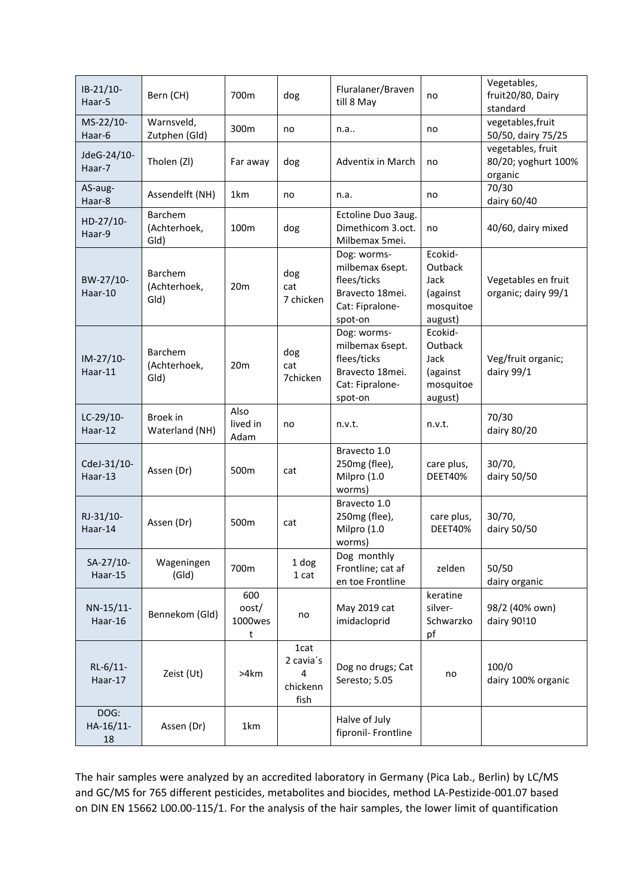| | | | | | | |
|---|---|---|---|---|---|---|
| IB-21/10-Haar-5 | Bern (CH) | 700m | dog | Fluralaner/Braven till 8 May | no | Vegetables, fruit20/80, Dairy standard |
| MS-22/10-Haar-6 | Warnsveld, Zutphen (Gld) | 300m | no | n.a.. | no | vegetables,fruit 50/50, dairy 75/25 |
| JdeG-24/10-Haar-7 | Tholen (Zl) | Far away | dog | Adventix in March | no | vegetables, fruit 80/20; yoghurt 100% organic |
| AS-aug-Haar-8 | Assendelft (NH) | 1km | no | n.a. | no | 70/30 dairy 60/40 |
| HD-27/10-Haar-9 | Barchem (Achterhoek, Gld) | 100m | dog | Ectoline Duo 3aug. Dimethicom 3.oct. Milbemax 5mei. | no | 40/60, dairy mixed |
| BW-27/10-Haar-10 | Barchem (Achterhoek, Gld) | 20m | dog cat 7 chicken | Dog: worms-milbemax 6sept. flees/ticks Bravecto 18mei. Cat: Fipralone-spot-on | Ecokid-Outback Jack (against mosquitoe august) | Vegetables en fruit organic; dairy 99/1 |
| IM-27/10-Haar-11 | Barchem (Achterhoek, Gld) | 20m | dog cat 7chicken | Dog: worms-milbemax 6sept. flees/ticks Bravecto 18mei. Cat: Fipralone-spot-on | Ecokid-Outback Jack (against mosquitoe august) | Veg/fruit organic; dairy 99/1 |
| LC-29/10-Haar-12 | Broek in Waterland (NH) | Also lived in Adam | no | n.v.t. | n.v.t. | 70/30 dairy 80/20 |
| CdeJ-31/10-Haar-13 | Assen (Dr) | 500m | cat | Bravecto 1.0 250mg (flee), Milpro (1.0 worms) | care plus, DEET40% | 30/70, dairy 50/50 |
| RJ-31/10-Haar-14 | Assen (Dr) | 500m | cat | Bravecto 1.0 250mg (flee), Milpro (1.0 worms) | care plus, DEET40% | 30/70, dairy 50/50 |
| SA-27/10-Haar-15 | Wageningen (Gld) | 700m | 1 dog 1 cat | Dog monthly Frontline; cat af en toe Frontline | zelden | 50/50 dairy organic |
| NN-15/11-Haar-16 | Bennekom (Gld) | 600 oost/ 1000west | no | May 2019 cat imidacloprid | keratine silver-Schwarzkopf | 98/2 (40% own) dairy 90!10 |
| RL-6/11-Haar-17 | Zeist (Ut) | >4km | 1cat 2 cavia´s 4 chickenn fish | Dog no drugs; Cat Seresto; 5.05 | no | 100/0 dairy 100% organic |
| DOG: HA-16/11-18 | Assen (Dr) | 1km | | Halve of July fipronil- Frontline | | |

The hair samples were analyzed by an accredited laboratory in Germany (Pica Lab., Berlin) by LC/MS and GC/MS for 765 different pesticides, metabolites and biocides, method LA-Pestizide-001.07 based on DIN EN 15662 L00.00-115/1. For the analysis of the hair samples, the lower limit of quantification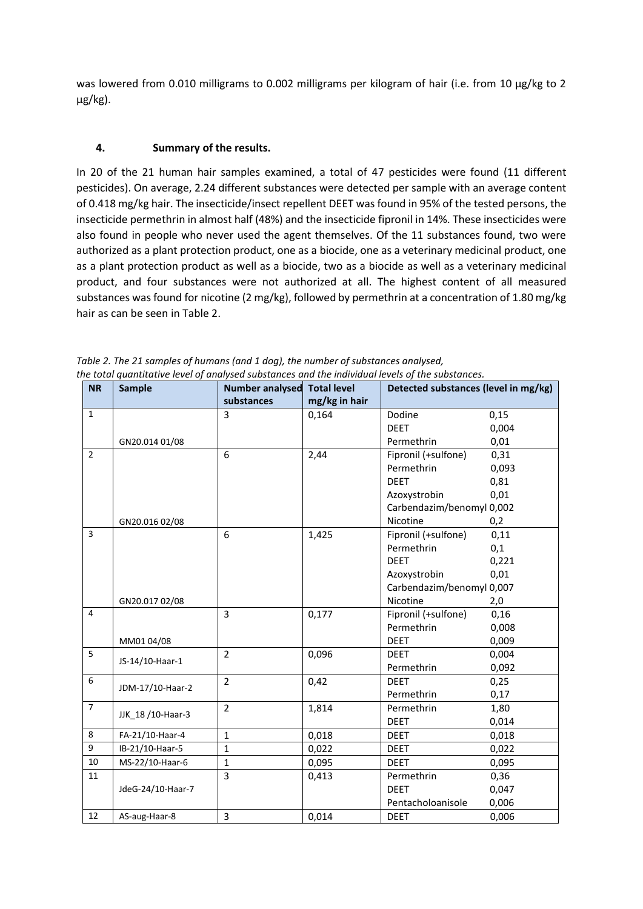was lowered from 0.010 milligrams to 0.002 milligrams per kilogram of hair (i.e. from 10 µg/kg to 2 µg/kg).

## 4. Summary of the results.

In 20 of the 21 human hair samples examined, a total of 47 pesticides were found (11 different pesticides). On average, 2.24 different substances were detected per sample with an average content of 0.418 mg/kg hair. The insecticide/insect repellent DEET was found in 95% of the tested persons, the insecticide permethrin in almost half (48%) and the insecticide fipronil in 14%. These insecticides were also found in people who never used the agent themselves. Of the 11 substances found, two were authorized as a plant protection product, one as a biocide, one as a veterinary medicinal product, one as a plant protection product as well as a biocide, two as a biocide as well as a veterinary medicinal product, and four substances were not authorized at all. The highest content of all measured substances was found for nicotine (2 mg/kg), followed by permethrin at a concentration of 1.80 mg/kg hair as can be seen in Table 2.

*Table 2. The 21 samples of humans (and 1 dog), the number of substances analysed, the total quantitative level of analysed substances and the individual levels of the substances.*

| NR | Sample | Number analysed substances | Total level mg/kg in hair | Detected substances (level in mg/kg) | |
|---|---|---|---|---|---|
| 1 | GN20.014 01/08 | 3 | 0,164 | Dodine | 0,15 |
| | | | | DEET | 0,004 |
| | | | | Permethrin | 0,01 |
| 2 | GN20.016 02/08 | 6 | 2,44 | Fipronil (+sulfone) | 0,31 |
| | | | | Permethrin | 0,093 |
| | | | | DEET | 0,81 |
| | | | | Azoxystrobin | 0,01 |
| | | | | Carbendazim/benomyl | 0,002 |
| | | | | Nicotine | 0,2 |
| 3 | GN20.017 02/08 | 6 | 1,425 | Fipronil (+sulfone) | 0,11 |
| | | | | Permethrin | 0,1 |
| | | | | DEET | 0,221 |
| | | | | Azoxystrobin | 0,01 |
| | | | | Carbendazim/benomyl | 0,007 |
| | | | | Nicotine | 2,0 |
| 4 | MM01 04/08 | 3 | 0,177 | Fipronil (+sulfone) | 0,16 |
| | | | | Permethrin | 0,008 |
| | | | | DEET | 0,009 |
| 5 | JS-14/10-Haar-1 | 2 | 0,096 | DEET | 0,004 |
| | | | | Permethrin | 0,092 |
| 6 | JDM-17/10-Haar-2 | 2 | 0,42 | DEET | 0,25 |
| | | | | Permethrin | 0,17 |
| 7 | JJK_18 /10-Haar-3 | 2 | 1,814 | Permethrin | 1,80 |
| | | | | DEET | 0,014 |
| 8 | FA-21/10-Haar-4 | 1 | 0,018 | DEET | 0,018 |
| 9 | IB-21/10-Haar-5 | 1 | 0,022 | DEET | 0,022 |
| 10 | MS-22/10-Haar-6 | 1 | 0,095 | DEET | 0,095 |
| 11 | JdeG-24/10-Haar-7 | 3 | 0,413 | Permethrin | 0,36 |
| | | | | DEET | 0,047 |
| | | | | Pentacholoanisole | 0,006 |
| 12 | AS-aug-Haar-8 | 3 | 0,014 | DEET | 0,006 |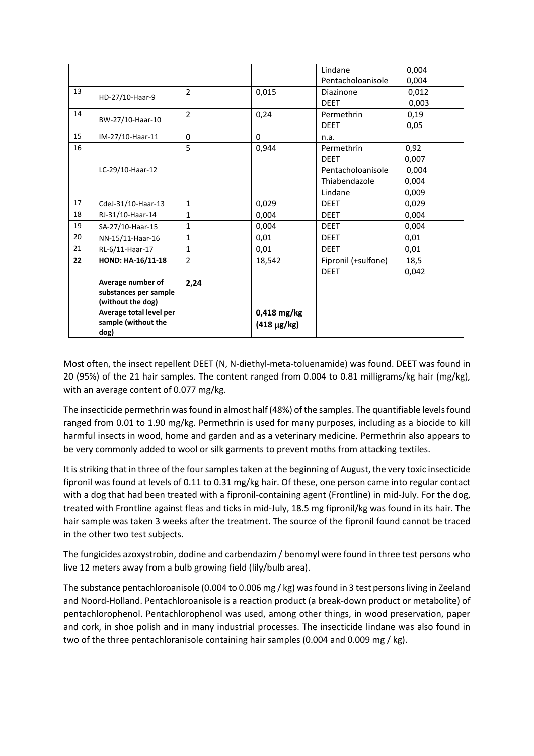| | | | | | |
|---|---|---|---|---|---|
| | | | | Lindane<br>Pentacholoanisole | 0,004<br>0,004 |
| 13 | HD-27/10-Haar-9 | 2 | 0,015 | Diazinone<br>DEET | 0,012<br>0,003 |
| 14 | BW-27/10-Haar-10 | 2 | 0,24 | Permethrin<br>DEET | 0,19<br>0,05 |
| 15 | IM-27/10-Haar-11 | 0 | 0 | n.a. | |
| 16 | LC-29/10-Haar-12 | 5 | 0,944 | Permethrin<br>DEET<br>Pentacholoanisole<br>Thiabendazole<br>Lindane | 0,92<br>0,007<br>0,004<br>0,004<br>0,009 |
| 17 | CdeJ-31/10-Haar-13 | 1 | 0,029 | DEET | 0,029 |
| 18 | RJ-31/10-Haar-14 | 1 | 0,004 | DEET | 0,004 |
| 19 | SA-27/10-Haar-15 | 1 | 0,004 | DEET | 0,004 |
| 20 | NN-15/11-Haar-16 | 1 | 0,01 | DEET | 0,01 |
| 21 | RL-6/11-Haar-17 | 1 | 0,01 | DEET | 0,01 |
| **22** | **HOND: HA-16/11-18** | 2 | 18,542 | Fipronil (+sulfone)<br>DEET | 18,5<br>0,042 |
| | **Average number of substances per sample (without the dog)** | **2,24** | | | |
| | **Average total level per sample (without the dog)** | | **0,418 mg/kg (418 μg/kg)** | | |

Most often, the insect repellent DEET (N, N-diethyl-meta-toluenamide) was found. DEET was found in 20 (95%) of the 21 hair samples. The content ranged from 0.004 to 0.81 milligrams/kg hair (mg/kg), with an average content of 0.077 mg/kg.

The insecticide permethrin was found in almost half (48%) of the samples. The quantifiable levels found ranged from 0.01 to 1.90 mg/kg. Permethrin is used for many purposes, including as a biocide to kill harmful insects in wood, home and garden and as a veterinary medicine. Permethrin also appears to be very commonly added to wool or silk garments to prevent moths from attacking textiles.

It is striking that in three of the four samples taken at the beginning of August, the very toxic insecticide fipronil was found at levels of 0.11 to 0.31 mg/kg hair. Of these, one person came into regular contact with a dog that had been treated with a fipronil-containing agent (Frontline) in mid-July. For the dog, treated with Frontline against fleas and ticks in mid-July, 18.5 mg fipronil/kg was found in its hair. The hair sample was taken 3 weeks after the treatment. The source of the fipronil found cannot be traced in the other two test subjects.

The fungicides azoxystrobin, dodine and carbendazim / benomyl were found in three test persons who live 12 meters away from a bulb growing field (lily/bulb area).

The substance pentachloroanisole (0.004 to 0.006 mg / kg) was found in 3 test persons living in Zeeland and Noord-Holland. Pentachloroanisole is a reaction product (a break-down product or metabolite) of pentachlorophenol. Pentachlorophenol was used, among other things, in wood preservation, paper and cork, in shoe polish and in many industrial processes. The insecticide lindane was also found in two of the three pentachloranisole containing hair samples (0.004 and 0.009 mg / kg).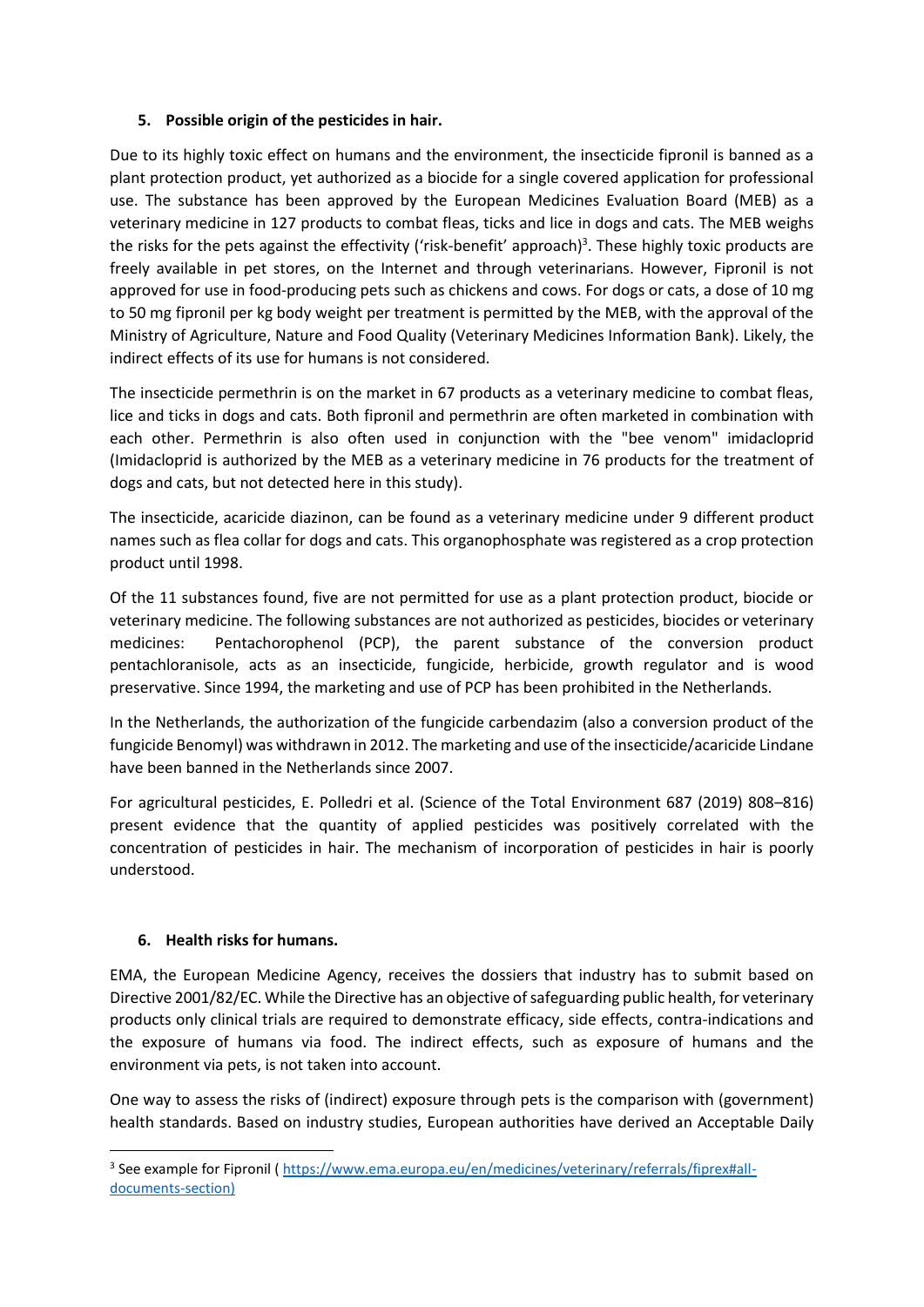## 5. Possible origin of the pesticides in hair.

Due to its highly toxic effect on humans and the environment, the insecticide fipronil is banned as a plant protection product, yet authorized as a biocide for a single covered application for professional use. The substance has been approved by the European Medicines Evaluation Board (MEB) as a veterinary medicine in 127 products to combat fleas, ticks and lice in dogs and cats. The MEB weighs the risks for the pets against the effectivity ('risk-benefit' approach)[3]. These highly toxic products are freely available in pet stores, on the Internet and through veterinarians. However, Fipronil is not approved for use in food-producing pets such as chickens and cows. For dogs or cats, a dose of 10 mg to 50 mg fipronil per kg body weight per treatment is permitted by the MEB, with the approval of the Ministry of Agriculture, Nature and Food Quality (Veterinary Medicines Information Bank). Likely, the indirect effects of its use for humans is not considered.

The insecticide permethrin is on the market in 67 products as a veterinary medicine to combat fleas, lice and ticks in dogs and cats. Both fipronil and permethrin are often marketed in combination with each other. Permethrin is also often used in conjunction with the "bee venom" imidacloprid (Imidacloprid is authorized by the MEB as a veterinary medicine in 76 products for the treatment of dogs and cats, but not detected here in this study).

The insecticide, acaricide diazinon, can be found as a veterinary medicine under 9 different product names such as flea collar for dogs and cats. This organophosphate was registered as a crop protection product until 1998.

Of the 11 substances found, five are not permitted for use as a plant protection product, biocide or veterinary medicine. The following substances are not authorized as pesticides, biocides or veterinary medicines: Pentachorophenol (PCP), the parent substance of the conversion product pentachloranisole, acts as an insecticide, fungicide, herbicide, growth regulator and is wood preservative. Since 1994, the marketing and use of PCP has been prohibited in the Netherlands.

In the Netherlands, the authorization of the fungicide carbendazim (also a conversion product of the fungicide Benomyl) was withdrawn in 2012. The marketing and use of the insecticide/acaricide Lindane have been banned in the Netherlands since 2007.

For agricultural pesticides, E. Polledri et al. (Science of the Total Environment 687 (2019) 808–816) present evidence that the quantity of applied pesticides was positively correlated with the concentration of pesticides in hair. The mechanism of incorporation of pesticides in hair is poorly understood.

## 6. Health risks for humans.

EMA, the European Medicine Agency, receives the dossiers that industry has to submit based on Directive 2001/82/EC. While the Directive has an objective of safeguarding public health, for veterinary products only clinical trials are required to demonstrate efficacy, side effects, contra-indications and the exposure of humans via food. The indirect effects, such as exposure of humans and the environment via pets, is not taken into account.

One way to assess the risks of (indirect) exposure through pets is the comparison with (government) health standards. Based on industry studies, European authorities have derived an Acceptable Daily

---

[3] See example for Fipronil ( https://www.ema.europa.eu/en/medicines/veterinary/referrals/fiprex#all-documents-section)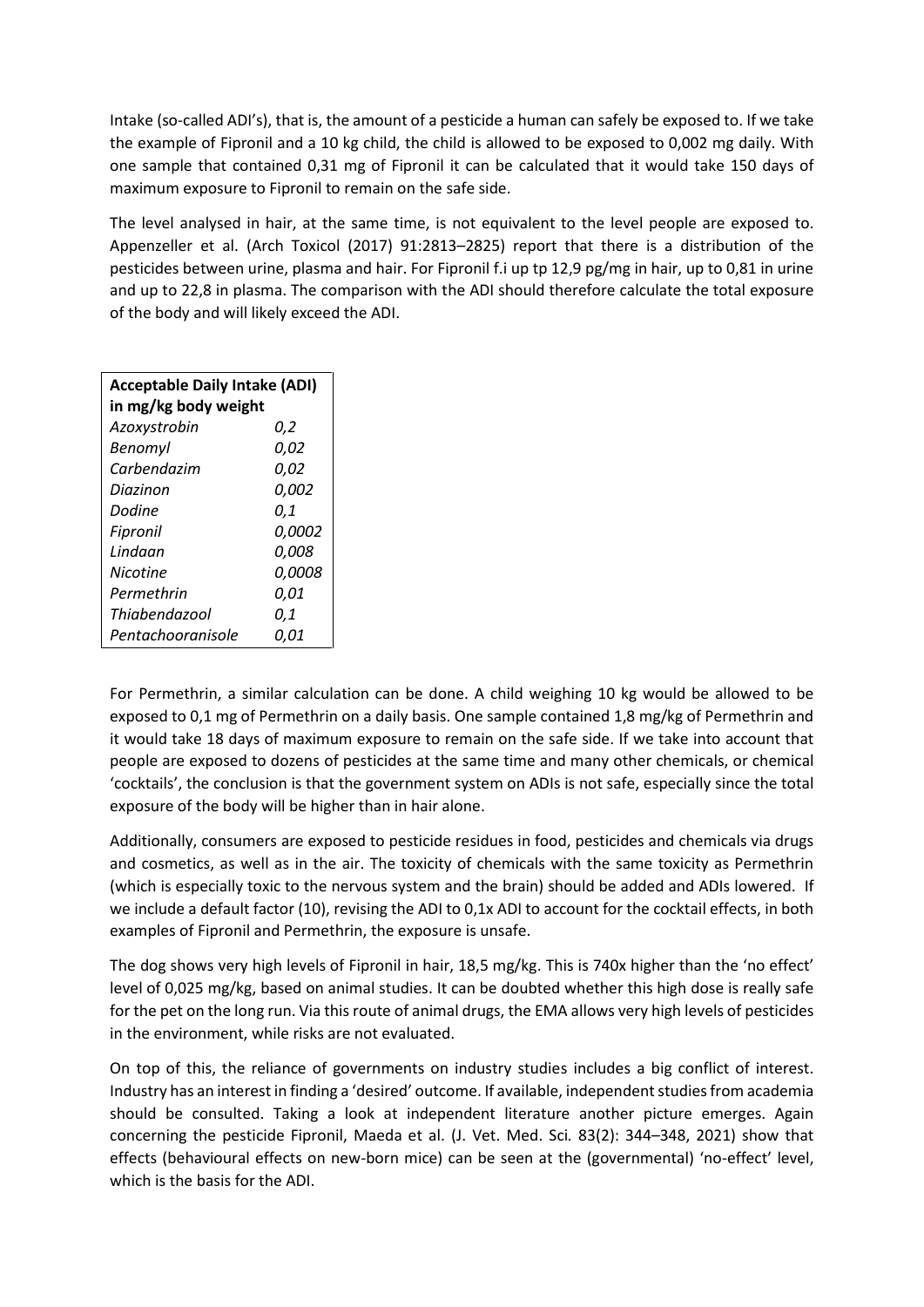Intake (so-called ADI's), that is, the amount of a pesticide a human can safely be exposed to. If we take the example of Fipronil and a 10 kg child, the child is allowed to be exposed to 0,002 mg daily. With one sample that contained 0,31 mg of Fipronil it can be calculated that it would take 150 days of maximum exposure to Fipronil to remain on the safe side.

The level analysed in hair, at the same time, is not equivalent to the level people are exposed to. Appenzeller et al. (Arch Toxicol (2017) 91:2813–2825) report that there is a distribution of the pesticides between urine, plasma and hair. For Fipronil f.i up tp 12,9 pg/mg in hair, up to 0,81 in urine and up to 22,8 in plasma. The comparison with the ADI should therefore calculate the total exposure of the body and will likely exceed the ADI.

| **Acceptable Daily Intake (ADI) in mg/kg body weight** | |
|---|---|
| *Azoxystrobin* | *0,2* |
| *Benomyl* | *0,02* |
| *Carbendazim* | *0,02* |
| *Diazinon* | *0,002* |
| *Dodine* | *0,1* |
| *Fipronil* | *0,0002* |
| *Lindaan* | *0,008* |
| *Nicotine* | *0,0008* |
| *Permethrin* | *0,01* |
| *Thiabendazool* | *0,1* |
| *Pentachooranisole* | *0,01* |

For Permethrin, a similar calculation can be done. A child weighing 10 kg would be allowed to be exposed to 0,1 mg of Permethrin on a daily basis. One sample contained 1,8 mg/kg of Permethrin and it would take 18 days of maximum exposure to remain on the safe side. If we take into account that people are exposed to dozens of pesticides at the same time and many other chemicals, or chemical 'cocktails', the conclusion is that the government system on ADIs is not safe, especially since the total exposure of the body will be higher than in hair alone.

Additionally, consumers are exposed to pesticide residues in food, pesticides and chemicals via drugs and cosmetics, as well as in the air. The toxicity of chemicals with the same toxicity as Permethrin (which is especially toxic to the nervous system and the brain) should be added and ADIs lowered. If we include a default factor (10), revising the ADI to 0,1x ADI to account for the cocktail effects, in both examples of Fipronil and Permethrin, the exposure is unsafe.

The dog shows very high levels of Fipronil in hair, 18,5 mg/kg. This is 740x higher than the 'no effect' level of 0,025 mg/kg, based on animal studies. It can be doubted whether this high dose is really safe for the pet on the long run. Via this route of animal drugs, the EMA allows very high levels of pesticides in the environment, while risks are not evaluated.

On top of this, the reliance of governments on industry studies includes a big conflict of interest. Industry has an interest in finding a 'desired' outcome. If available, independent studies from academia should be consulted. Taking a look at independent literature another picture emerges. Again concerning the pesticide Fipronil, Maeda et al. (J. Vet. Med. Sci. 83(2): 344–348, 2021) show that effects (behavioural effects on new-born mice) can be seen at the (governmental) 'no-effect' level, which is the basis for the ADI.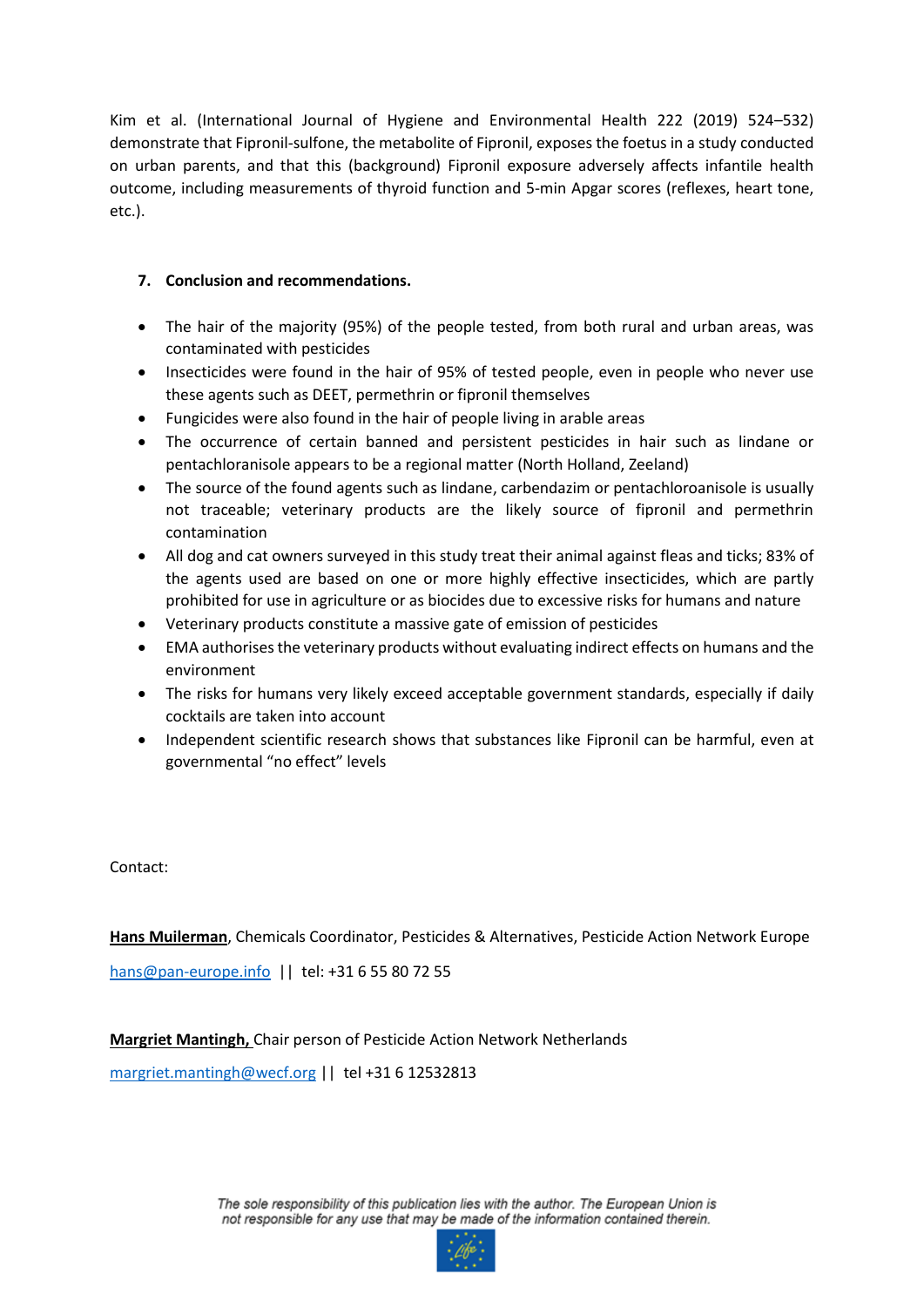Kim et al. (International Journal of Hygiene and Environmental Health 222 (2019) 524–532) demonstrate that Fipronil-sulfone, the metabolite of Fipronil, exposes the foetus in a study conducted on urban parents, and that this (background) Fipronil exposure adversely affects infantile health outcome, including measurements of thyroid function and 5-min Apgar scores (reflexes, heart tone, etc.).

## 7. Conclusion and recommendations.

- The hair of the majority (95%) of the people tested, from both rural and urban areas, was contaminated with pesticides
- Insecticides were found in the hair of 95% of tested people, even in people who never use these agents such as DEET, permethrin or fipronil themselves
- Fungicides were also found in the hair of people living in arable areas
- The occurrence of certain banned and persistent pesticides in hair such as lindane or pentachloranisole appears to be a regional matter (North Holland, Zeeland)
- The source of the found agents such as lindane, carbendazim or pentachloroanisole is usually not traceable; veterinary products are the likely source of fipronil and permethrin contamination
- All dog and cat owners surveyed in this study treat their animal against fleas and ticks; 83% of the agents used are based on one or more highly effective insecticides, which are partly prohibited for use in agriculture or as biocides due to excessive risks for humans and nature
- Veterinary products constitute a massive gate of emission of pesticides
- EMA authorises the veterinary products without evaluating indirect effects on humans and the environment
- The risks for humans very likely exceed acceptable government standards, especially if daily cocktails are taken into account
- Independent scientific research shows that substances like Fipronil can be harmful, even at governmental "no effect" levels

Contact:

**Hans Muilerman**, Chemicals Coordinator, Pesticides & Alternatives, Pesticide Action Network Europe

hans@pan-europe.info || tel: +31 6 55 80 72 55

**Margriet Mantingh,** Chair person of Pesticide Action Network Netherlands

margriet.mantingh@wecf.org || tel +31 6 12532813

*The sole responsibility of this publication lies with the author. The European Union is not responsible for any use that may be made of the information contained therein.*